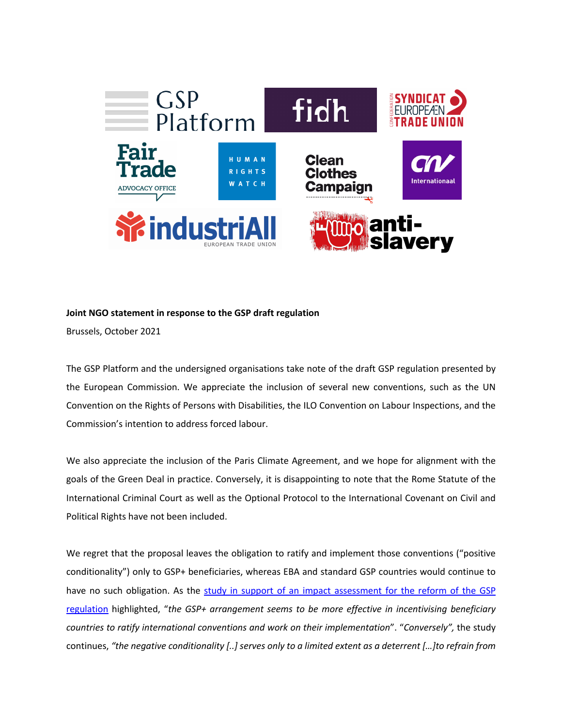**Joint NGO statement in response to the GSP draft regulation**

Brussels, October 2021

The GSP Platform and the undersigned organisations take note of the draft GSP regulation presented by the European Commission. We appreciate the inclusion of several new conventions, such as the UN Convention on the Rights of Persons with Disabilities, the ILO Convention on Labour Inspections, and the Commission's intention to address forced labour.

We also appreciate the inclusion of the Paris Climate Agreement, and we hope for alignment with the goals of the Green Deal in practice. Conversely, it is disappointing to note that the Rome Statute of the International Criminal Court as well as the Optional Protocol to the International Covenant on Civil and Political Rights have not been included.

We regret that the proposal leaves the obligation to ratify and implement those conventions ("positive conditionality") only to GSP+ beneficiaries, whereas EBA and standard GSP countries would continue to have no such obligation. As the [study in support of an impact assessment for the reform of the GSP regulation](#) highlighted, "*the GSP+ arrangement seems to be more effective in incentivising beneficiary countries to ratify international conventions and work on their implementation*". "*Conversely*", the study continues, *"the negative conditionality [..] serves only to a limited extent as a deterrent […]to refrain from*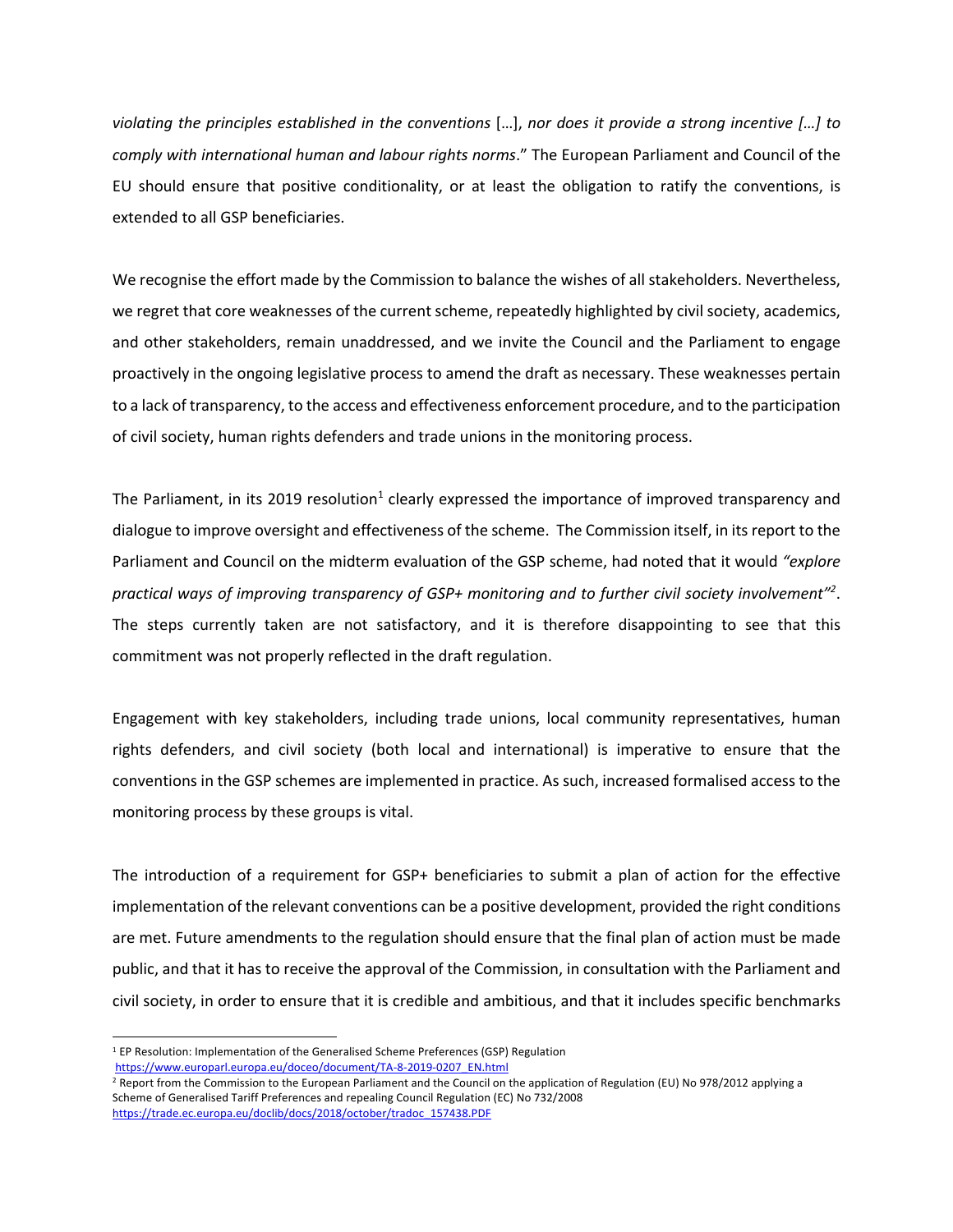*violating the principles established in the conventions* […], *nor does it provide a strong incentive […] to comply with international human and labour rights norms*." The European Parliament and Council of the EU should ensure that positive conditionality, or at least the obligation to ratify the conventions, is extended to all GSP beneficiaries.

We recognise the effort made by the Commission to balance the wishes of all stakeholders. Nevertheless, we regret that core weaknesses of the current scheme, repeatedly highlighted by civil society, academics, and other stakeholders, remain unaddressed, and we invite the Council and the Parliament to engage proactively in the ongoing legislative process to amend the draft as necessary. These weaknesses pertain to a lack of transparency, to the access and effectiveness enforcement procedure, and to the participation of civil society, human rights defenders and trade unions in the monitoring process.

The Parliament, in its 2019 resolution[1] clearly expressed the importance of improved transparency and dialogue to improve oversight and effectiveness of the scheme. The Commission itself, in its report to the Parliament and Council on the midterm evaluation of the GSP scheme, had noted that it would *"explore practical ways of improving transparency of GSP+ monitoring and to further civil society involvement"*[2]. The steps currently taken are not satisfactory, and it is therefore disappointing to see that this commitment was not properly reflected in the draft regulation.

Engagement with key stakeholders, including trade unions, local community representatives, human rights defenders, and civil society (both local and international) is imperative to ensure that the conventions in the GSP schemes are implemented in practice. As such, increased formalised access to the monitoring process by these groups is vital.

The introduction of a requirement for GSP+ beneficiaries to submit a plan of action for the effective implementation of the relevant conventions can be a positive development, provided the right conditions are met. Future amendments to the regulation should ensure that the final plan of action must be made public, and that it has to receive the approval of the Commission, in consultation with the Parliament and civil society, in order to ensure that it is credible and ambitious, and that it includes specific benchmarks

---

[1] EP Resolution: Implementation of the Generalised Scheme Preferences (GSP) Regulation https://www.europarl.europa.eu/doceo/document/TA-8-2019-0207_EN.html

[2] Report from the Commission to the European Parliament and the Council on the application of Regulation (EU) No 978/2012 applying a Scheme of Generalised Tariff Preferences and repealing Council Regulation (EC) No 732/2008 https://trade.ec.europa.eu/doclib/docs/2018/october/tradoc_157438.PDF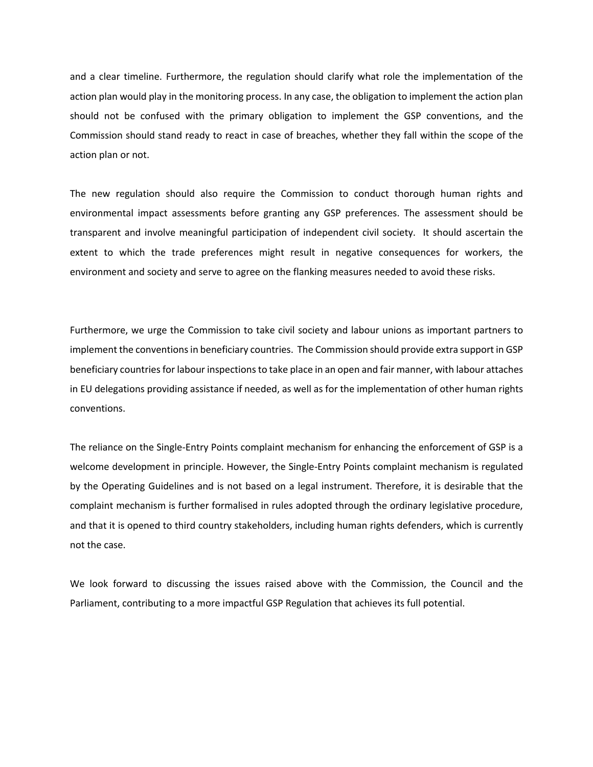and a clear timeline. Furthermore, the regulation should clarify what role the implementation of the action plan would play in the monitoring process. In any case, the obligation to implement the action plan should not be confused with the primary obligation to implement the GSP conventions, and the Commission should stand ready to react in case of breaches, whether they fall within the scope of the action plan or not.

The new regulation should also require the Commission to conduct thorough human rights and environmental impact assessments before granting any GSP preferences. The assessment should be transparent and involve meaningful participation of independent civil society. It should ascertain the extent to which the trade preferences might result in negative consequences for workers, the environment and society and serve to agree on the flanking measures needed to avoid these risks.

Furthermore, we urge the Commission to take civil society and labour unions as important partners to implement the conventions in beneficiary countries. The Commission should provide extra support in GSP beneficiary countries for labour inspections to take place in an open and fair manner, with labour attaches in EU delegations providing assistance if needed, as well as for the implementation of other human rights conventions.

The reliance on the Single-Entry Points complaint mechanism for enhancing the enforcement of GSP is a welcome development in principle. However, the Single-Entry Points complaint mechanism is regulated by the Operating Guidelines and is not based on a legal instrument. Therefore, it is desirable that the complaint mechanism is further formalised in rules adopted through the ordinary legislative procedure, and that it is opened to third country stakeholders, including human rights defenders, which is currently not the case.

We look forward to discussing the issues raised above with the Commission, the Council and the Parliament, contributing to a more impactful GSP Regulation that achieves its full potential.